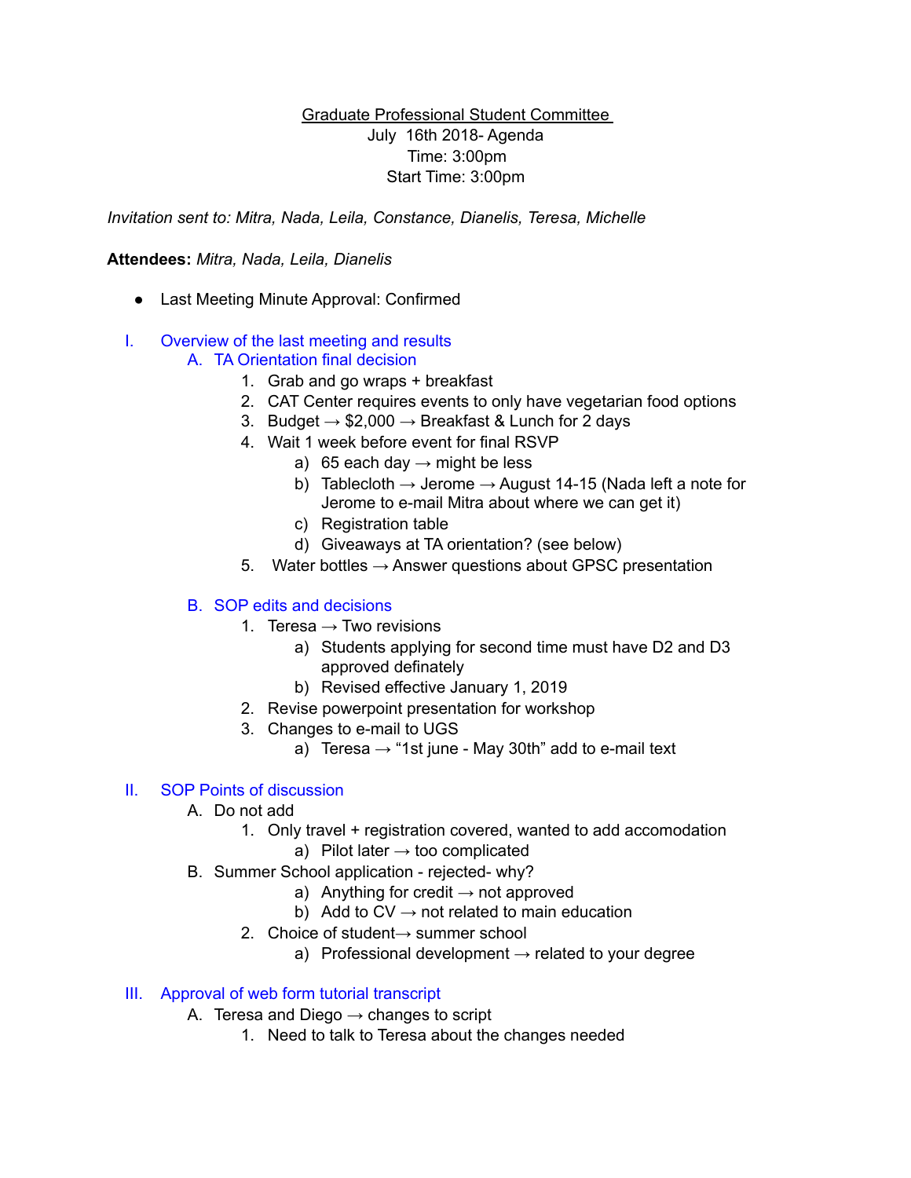<u>Graduate Professional Student Committee</u>

July 16th 2018- Agenda

Time: 3:00pm

Start Time: 3:00pm

*Invitation sent to: Mitra, Nada, Leila, Constance, Dianelis, Teresa, Michelle*

**Attendees:** *Mitra, Nada, Leila, Dianelis*

- Last Meeting Minute Approval: Confirmed

I. Overview of the last meeting and results
   A. TA Orientation final decision
      1. Grab and go wraps + breakfast
      2. CAT Center requires events to only have vegetarian food options
      3. Budget → $2,000 → Breakfast & Lunch for 2 days
      4. Wait 1 week before event for final RSVP
         a) 65 each day → might be less
         b) Tablecloth → Jerome → August 14-15 (Nada left a note for Jerome to e-mail Mitra about where we can get it)
         c) Registration table
         d) Giveaways at TA orientation? (see below)
      5. Water bottles → Answer questions about GPSC presentation

   B. SOP edits and decisions
      1. Teresa → Two revisions
         a) Students applying for second time must have D2 and D3 approved definately
         b) Revised effective January 1, 2019
      2. Revise powerpoint presentation for workshop
      3. Changes to e-mail to UGS
         a) Teresa → “1st june - May 30th” add to e-mail text

II. SOP Points of discussion
   A. Do not add
      1. Only travel + registration covered, wanted to add accomodation
         a) Pilot later → too complicated
   B. Summer School application - rejected- why?
         a) Anything for credit → not approved
         b) Add to CV → not related to main education
      2. Choice of student→ summer school
         a) Professional development → related to your degree

III. Approval of web form tutorial transcript
   A. Teresa and Diego → changes to script
      1. Need to talk to Teresa about the changes needed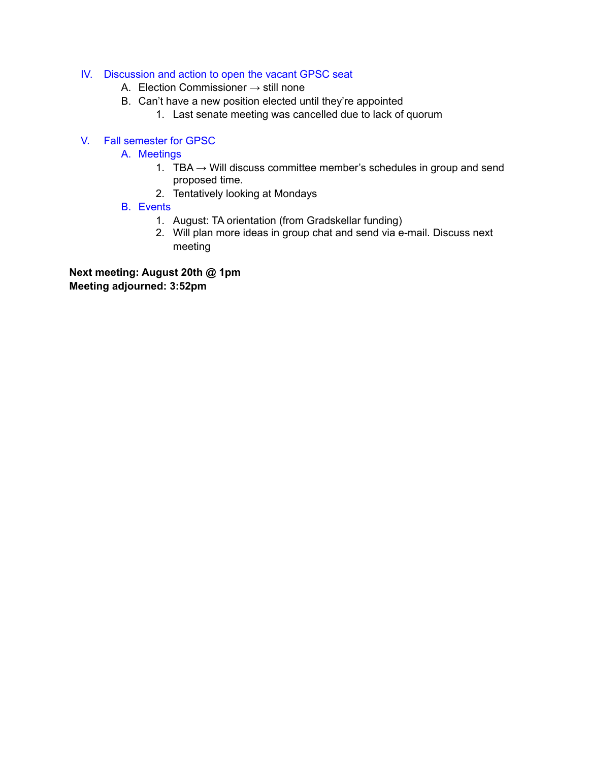IV. Discussion and action to open the vacant GPSC seat
   A. Election Commissioner → still none
   B. Can't have a new position elected until they're appointed
      1. Last senate meeting was cancelled due to lack of quorum

V. Fall semester for GPSC
   A. Meetings
      1. TBA → Will discuss committee member's schedules in group and send proposed time.
      2. Tentatively looking at Mondays
   B. Events
      1. August: TA orientation (from Gradskellar funding)
      2. Will plan more ideas in group chat and send via e-mail. Discuss next meeting

**Next meeting: August 20th @ 1pm**
**Meeting adjourned: 3:52pm**